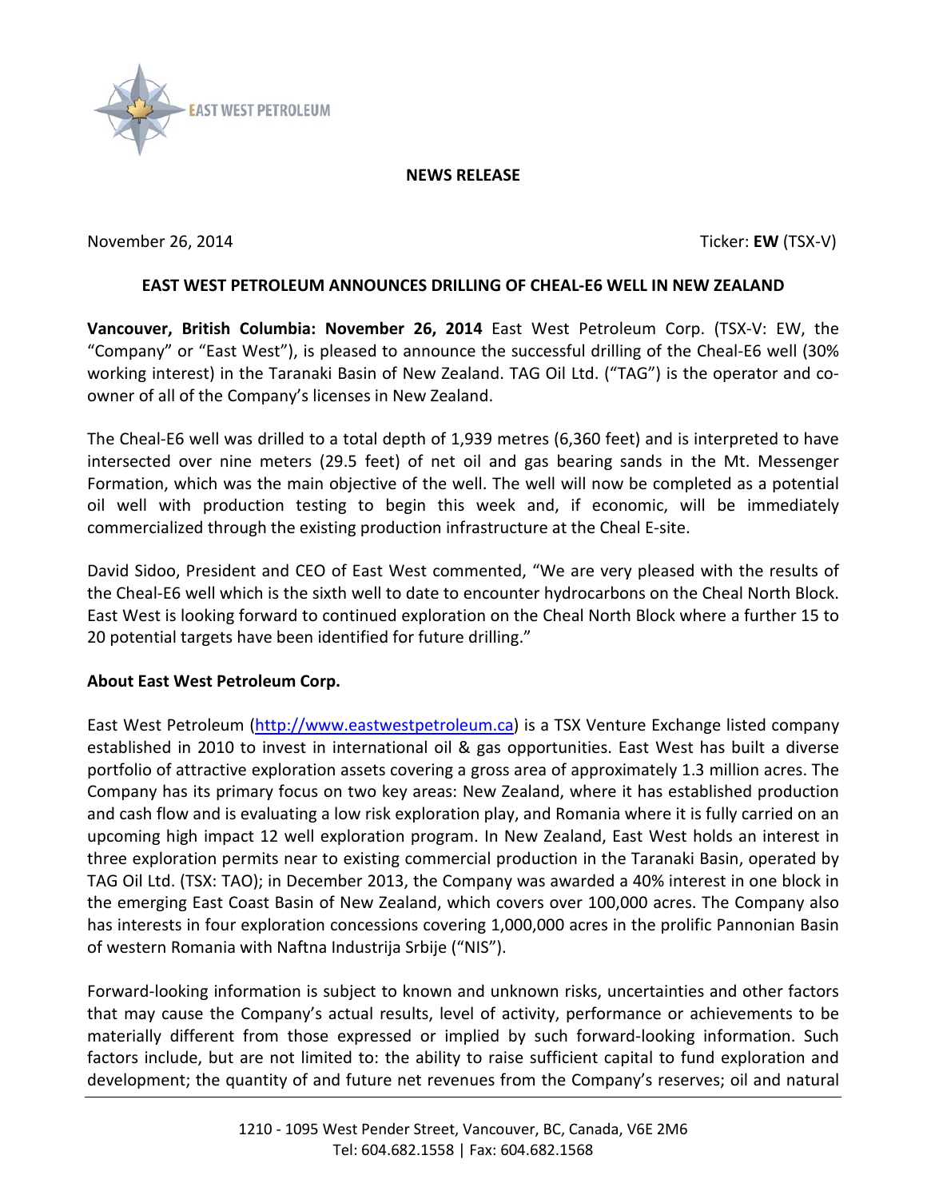EAST WEST PETROLEUM

**NEWS RELEASE**

November 26, 2014 Ticker: **EW** (TSX-V)

## EAST WEST PETROLEUM ANNOUNCES DRILLING OF CHEAL-E6 WELL IN NEW ZEALAND

**Vancouver, British Columbia: November 26, 2014** East West Petroleum Corp. (TSX-V: EW, the "Company" or "East West"), is pleased to announce the successful drilling of the Cheal-E6 well (30% working interest) in the Taranaki Basin of New Zealand. TAG Oil Ltd. ("TAG") is the operator and co-owner of all of the Company's licenses in New Zealand.

The Cheal-E6 well was drilled to a total depth of 1,939 metres (6,360 feet) and is interpreted to have intersected over nine meters (29.5 feet) of net oil and gas bearing sands in the Mt. Messenger Formation, which was the main objective of the well. The well will now be completed as a potential oil well with production testing to begin this week and, if economic, will be immediately commercialized through the existing production infrastructure at the Cheal E-site.

David Sidoo, President and CEO of East West commented, "We are very pleased with the results of the Cheal-E6 well which is the sixth well to date to encounter hydrocarbons on the Cheal North Block. East West is looking forward to continued exploration on the Cheal North Block where a further 15 to 20 potential targets have been identified for future drilling."

### About East West Petroleum Corp.

East West Petroleum (http://www.eastwestpetroleum.ca) is a TSX Venture Exchange listed company established in 2010 to invest in international oil & gas opportunities. East West has built a diverse portfolio of attractive exploration assets covering a gross area of approximately 1.3 million acres. The Company has its primary focus on two key areas: New Zealand, where it has established production and cash flow and is evaluating a low risk exploration play, and Romania where it is fully carried on an upcoming high impact 12 well exploration program. In New Zealand, East West holds an interest in three exploration permits near to existing commercial production in the Taranaki Basin, operated by TAG Oil Ltd. (TSX: TAO); in December 2013, the Company was awarded a 40% interest in one block in the emerging East Coast Basin of New Zealand, which covers over 100,000 acres. The Company also has interests in four exploration concessions covering 1,000,000 acres in the prolific Pannonian Basin of western Romania with Naftna Industrija Srbije ("NIS").

Forward-looking information is subject to known and unknown risks, uncertainties and other factors that may cause the Company's actual results, level of activity, performance or achievements to be materially different from those expressed or implied by such forward-looking information. Such factors include, but are not limited to: the ability to raise sufficient capital to fund exploration and development; the quantity of and future net revenues from the Company's reserves; oil and natural

1210 - 1095 West Pender Street, Vancouver, BC, Canada, V6E 2M6
Tel: 604.682.1558 | Fax: 604.682.1568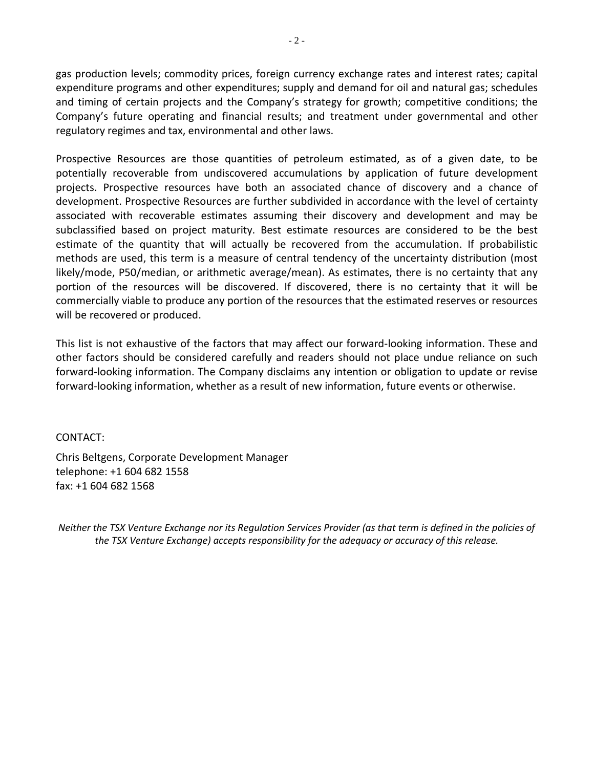gas production levels; commodity prices, foreign currency exchange rates and interest rates; capital expenditure programs and other expenditures; supply and demand for oil and natural gas; schedules and timing of certain projects and the Company's strategy for growth; competitive conditions; the Company's future operating and financial results; and treatment under governmental and other regulatory regimes and tax, environmental and other laws.

Prospective Resources are those quantities of petroleum estimated, as of a given date, to be potentially recoverable from undiscovered accumulations by application of future development projects. Prospective resources have both an associated chance of discovery and a chance of development. Prospective Resources are further subdivided in accordance with the level of certainty associated with recoverable estimates assuming their discovery and development and may be subclassified based on project maturity. Best estimate resources are considered to be the best estimate of the quantity that will actually be recovered from the accumulation. If probabilistic methods are used, this term is a measure of central tendency of the uncertainty distribution (most likely/mode, P50/median, or arithmetic average/mean). As estimates, there is no certainty that any portion of the resources will be discovered. If discovered, there is no certainty that it will be commercially viable to produce any portion of the resources that the estimated reserves or resources will be recovered or produced.

This list is not exhaustive of the factors that may affect our forward-looking information. These and other factors should be considered carefully and readers should not place undue reliance on such forward-looking information. The Company disclaims any intention or obligation to update or revise forward-looking information, whether as a result of new information, future events or otherwise.

CONTACT:

Chris Beltgens, Corporate Development Manager
telephone: +1 604 682 1558
fax: +1 604 682 1568

*Neither the TSX Venture Exchange nor its Regulation Services Provider (as that term is defined in the policies of the TSX Venture Exchange) accepts responsibility for the adequacy or accuracy of this release.*